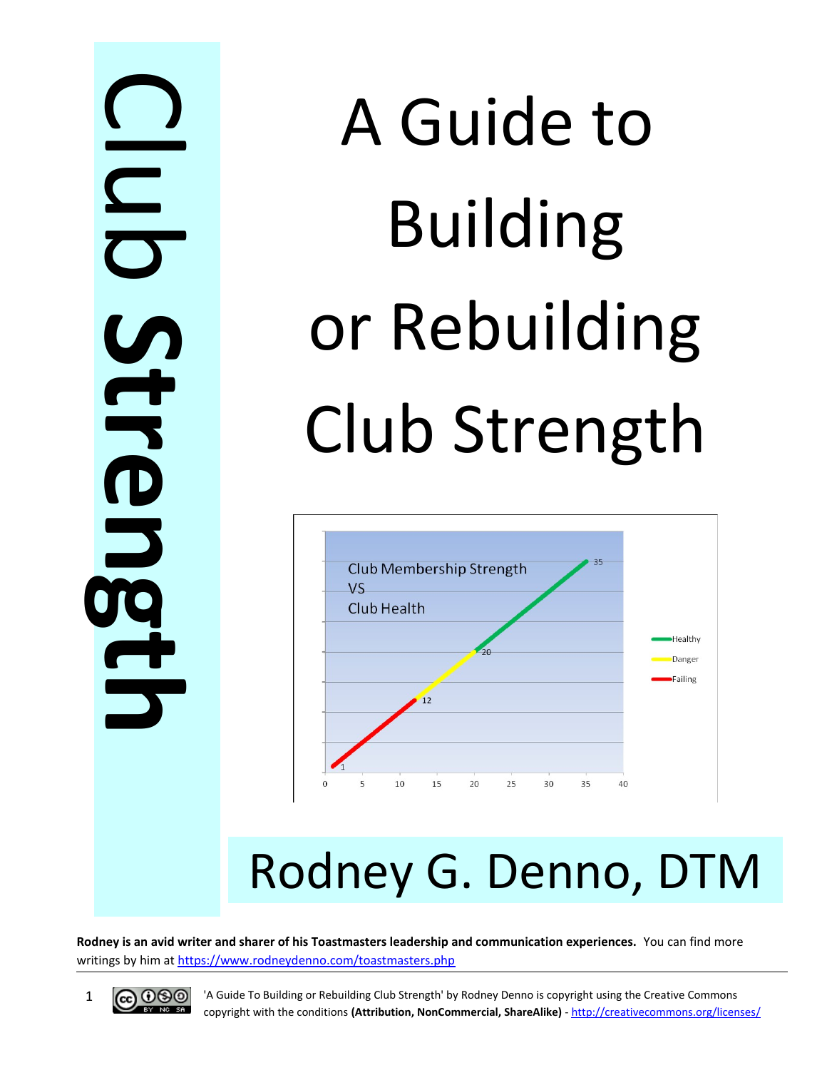Club Strength

# A Guide to Building or Rebuilding Club Strength

Club Membership Strength VS Club Health

Healthy
Danger
Failing

1 12 20 35

0 5 10 15 20 25 30 35 40

## Rodney G. Denno, DTM

**Rodney is an avid writer and sharer of his Toastmasters leadership and communication experiences.** You can find more writings by him at https://www.rodneydenno.com/toastmasters.php

'A Guide To Building or Rebuilding Club Strength' by Rodney Denno is copyright using the Creative Commons copyright with the conditions **(Attribution, NonCommercial, ShareAlike)** - http://creativecommons.org/licenses/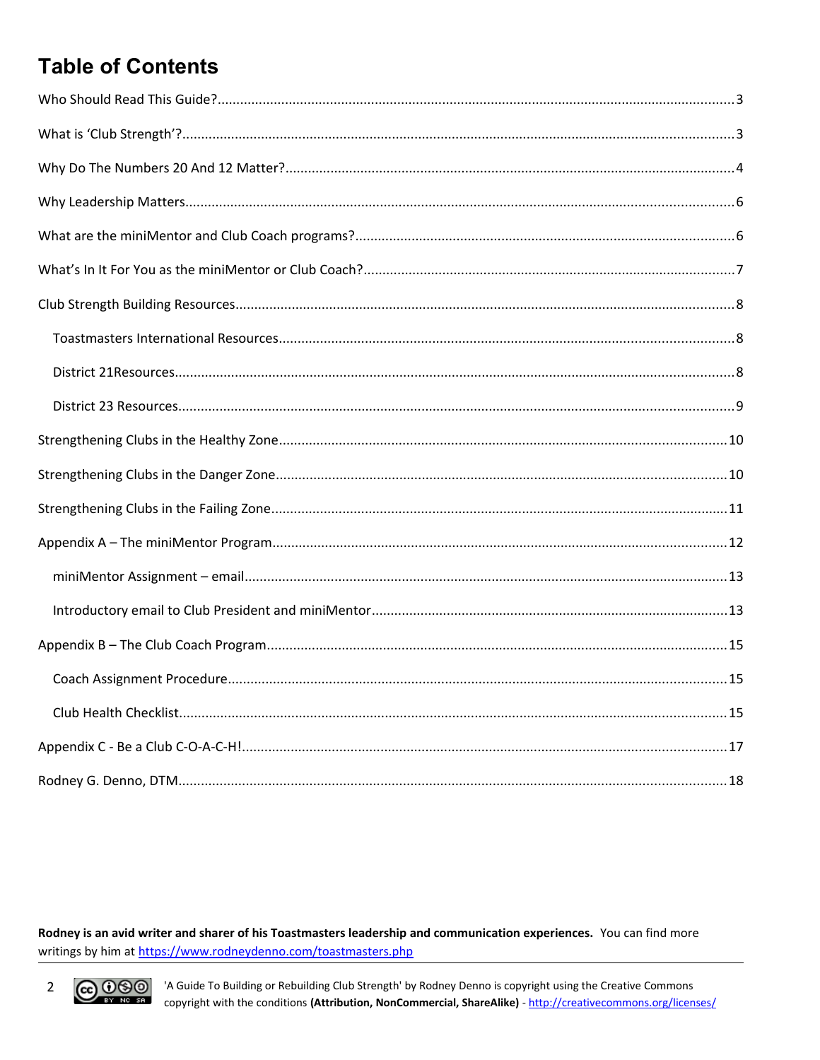# Table of Contents

Who Should Read This Guide?........................................................................................................3

What is 'Club Strength'?................................................................................................................3

Why Do The Numbers 20 And 12 Matter?....................................................................................4

Why Leadership Matters................................................................................................................6

What are the miniMentor and Club Coach programs?..................................................................6

What's In It For You as the miniMentor or Club Coach?................................................................7

Club Strength Building Resources..................................................................................................8

- Toastmasters International Resources........................................................................................8
- District 21Resources....................................................................................................................8
- District 23 Resources...................................................................................................................9

Strengthening Clubs in the Healthy Zone......................................................................................10

Strengthening Clubs in the Danger Zone.......................................................................................10

Strengthening Clubs in the Failing Zone.........................................................................................11

Appendix A – The miniMentor Program.........................................................................................12

- miniMentor Assignment – email..................................................................................................13
- Introductory email to Club President and miniMentor................................................................13

Appendix B – The Club Coach Program..........................................................................................15

- Coach Assignment Procedure......................................................................................................15
- Club Health Checklist...................................................................................................................15

Appendix C - Be a Club C-O-A-C-H!.................................................................................................17

Rodney G. Denno, DTM...................................................................................................................18

**Rodney is an avid writer and sharer of his Toastmasters leadership and communication experiences.** You can find more writings by him at https://www.rodneydenno.com/toastmasters.php

'A Guide To Building or Rebuilding Club Strength' by Rodney Denno is copyright using the Creative Commons copyright with the conditions **(Attribution, NonCommercial, ShareAlike)** - http://creativecommons.org/licenses/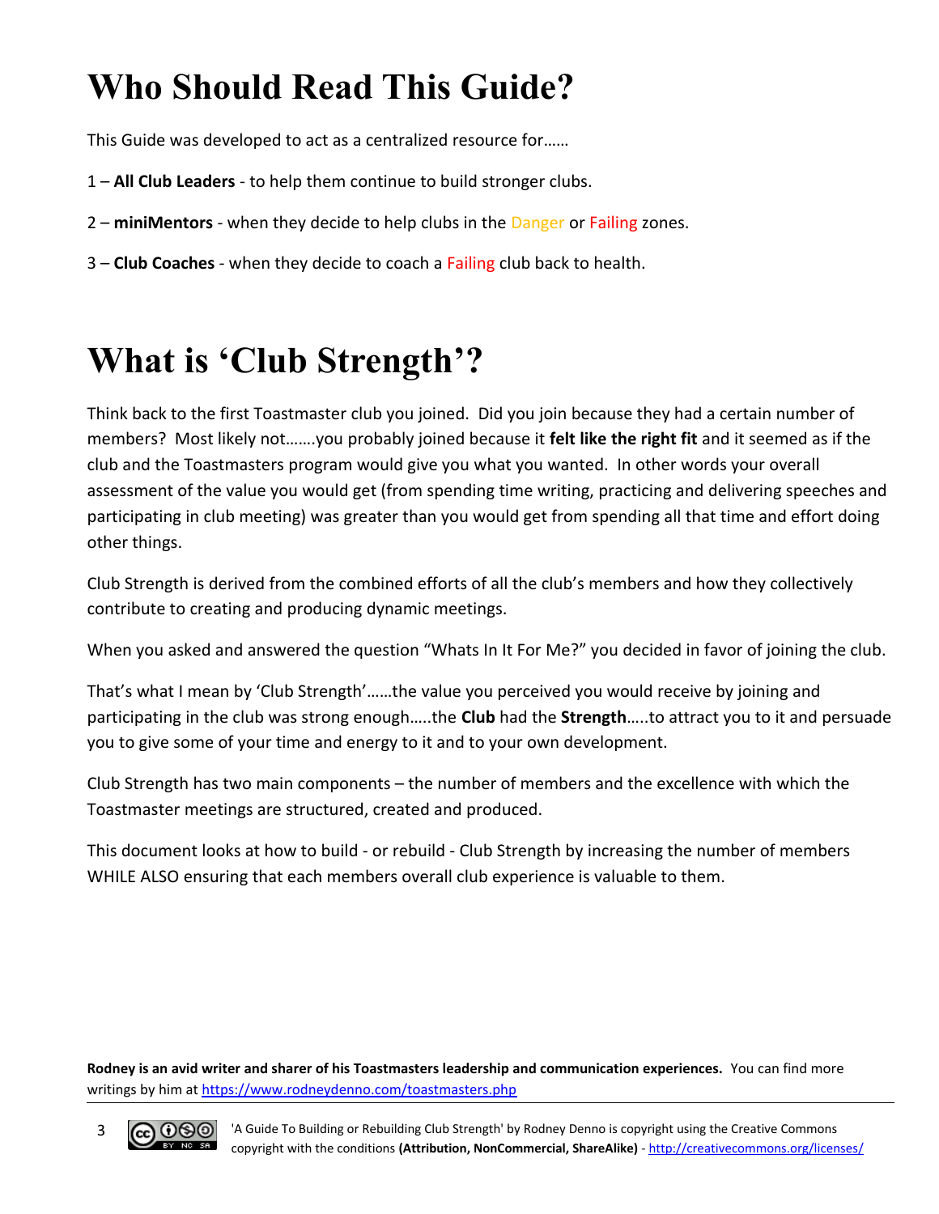# Who Should Read This Guide?

This Guide was developed to act as a centralized resource for……

1 – **All Club Leaders** - to help them continue to build stronger clubs.

2 – **miniMentors** - when they decide to help clubs in the Danger or Failing zones.

3 – **Club Coaches** - when they decide to coach a Failing club back to health.

# What is 'Club Strength'?

Think back to the first Toastmaster club you joined. Did you join because they had a certain number of members? Most likely not…….you probably joined because it **felt like the right fit** and it seemed as if the club and the Toastmasters program would give you what you wanted. In other words your overall assessment of the value you would get (from spending time writing, practicing and delivering speeches and participating in club meeting) was greater than you would get from spending all that time and effort doing other things.

Club Strength is derived from the combined efforts of all the club's members and how they collectively contribute to creating and producing dynamic meetings.

When you asked and answered the question "Whats In It For Me?" you decided in favor of joining the club.

That's what I mean by 'Club Strength'……the value you perceived you would receive by joining and participating in the club was strong enough…..the **Club** had the **Strength**…..to attract you to it and persuade you to give some of your time and energy to it and to your own development.

Club Strength has two main components – the number of members and the excellence with which the Toastmaster meetings are structured, created and produced.

This document looks at how to build - or rebuild - Club Strength by increasing the number of members WHILE ALSO ensuring that each members overall club experience is valuable to them.

**Rodney is an avid writer and sharer of his Toastmasters leadership and communication experiences.** You can find more writings by him at https://www.rodneydenno.com/toastmasters.php

'A Guide To Building or Rebuilding Club Strength' by Rodney Denno is copyright using the Creative Commons copyright with the conditions **(Attribution, NonCommercial, ShareAlike)** - http://creativecommons.org/licenses/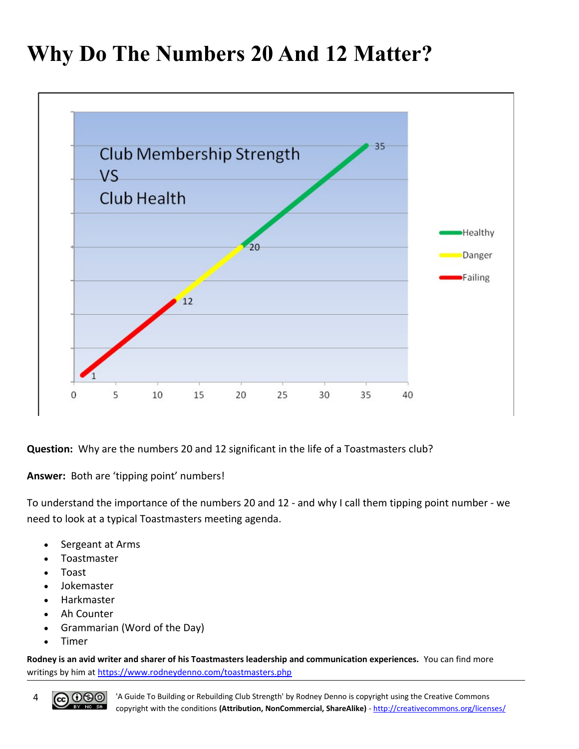# Why Do The Numbers 20 And 12 Matter?

**Question:** Why are the numbers 20 and 12 significant in the life of a Toastmasters club?

**Answer:** Both are 'tipping point' numbers!

To understand the importance of the numbers 20 and 12 - and why I call them tipping point number - we need to look at a typical Toastmasters meeting agenda.

- Sergeant at Arms
- Toastmaster
- Toast
- Jokemaster
- Harkmaster
- Ah Counter
- Grammarian (Word of the Day)
- Timer

**Rodney is an avid writer and sharer of his Toastmasters leadership and communication experiences.** You can find more writings by him at https://www.rodneydenno.com/toastmasters.php

'A Guide To Building or Rebuilding Club Strength' by Rodney Denno is copyright using the Creative Commons copyright with the conditions **(Attribution, NonCommercial, ShareAlike)** - http://creativecommons.org/licenses/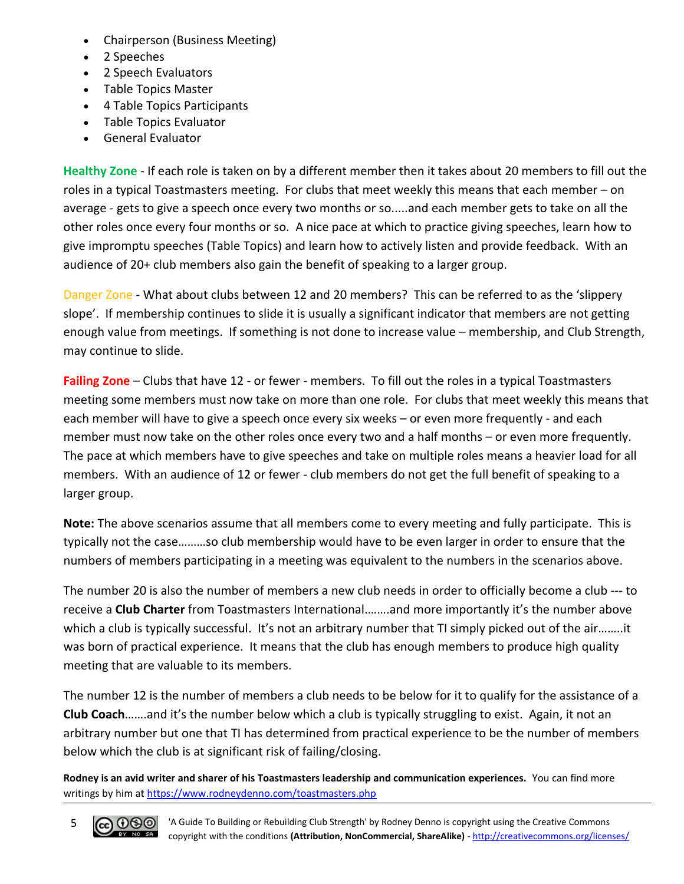- Chairperson (Business Meeting)
- 2 Speeches
- 2 Speech Evaluators
- Table Topics Master
- 4 Table Topics Participants
- Table Topics Evaluator
- General Evaluator

**Healthy Zone** - If each role is taken on by a different member then it takes about 20 members to fill out the roles in a typical Toastmasters meeting. For clubs that meet weekly this means that each member – on average - gets to give a speech once every two months or so.....and each member gets to take on all the other roles once every four months or so. A nice pace at which to practice giving speeches, learn how to give impromptu speeches (Table Topics) and learn how to actively listen and provide feedback. With an audience of 20+ club members also gain the benefit of speaking to a larger group.

Danger Zone - What about clubs between 12 and 20 members? This can be referred to as the 'slippery slope'. If membership continues to slide it is usually a significant indicator that members are not getting enough value from meetings. If something is not done to increase value – membership, and Club Strength, may continue to slide.

**Failing Zone** – Clubs that have 12 - or fewer - members. To fill out the roles in a typical Toastmasters meeting some members must now take on more than one role. For clubs that meet weekly this means that each member will have to give a speech once every six weeks – or even more frequently - and each member must now take on the other roles once every two and a half months – or even more frequently. The pace at which members have to give speeches and take on multiple roles means a heavier load for all members. With an audience of 12 or fewer - club members do not get the full benefit of speaking to a larger group.

**Note:** The above scenarios assume that all members come to every meeting and fully participate. This is typically not the case………so club membership would have to be even larger in order to ensure that the numbers of members participating in a meeting was equivalent to the numbers in the scenarios above.

The number 20 is also the number of members a new club needs in order to officially become a club --- to receive a **Club Charter** from Toastmasters International……..and more importantly it's the number above which a club is typically successful. It's not an arbitrary number that TI simply picked out of the air……..it was born of practical experience. It means that the club has enough members to produce high quality meeting that are valuable to its members.

The number 12 is the number of members a club needs to be below for it to qualify for the assistance of a **Club Coach**…….and it's the number below which a club is typically struggling to exist. Again, it not an arbitrary number but one that TI has determined from practical experience to be the number of members below which the club is at significant risk of failing/closing.

**Rodney is an avid writer and sharer of his Toastmasters leadership and communication experiences.** You can find more writings by him at https://www.rodneydenno.com/toastmasters.php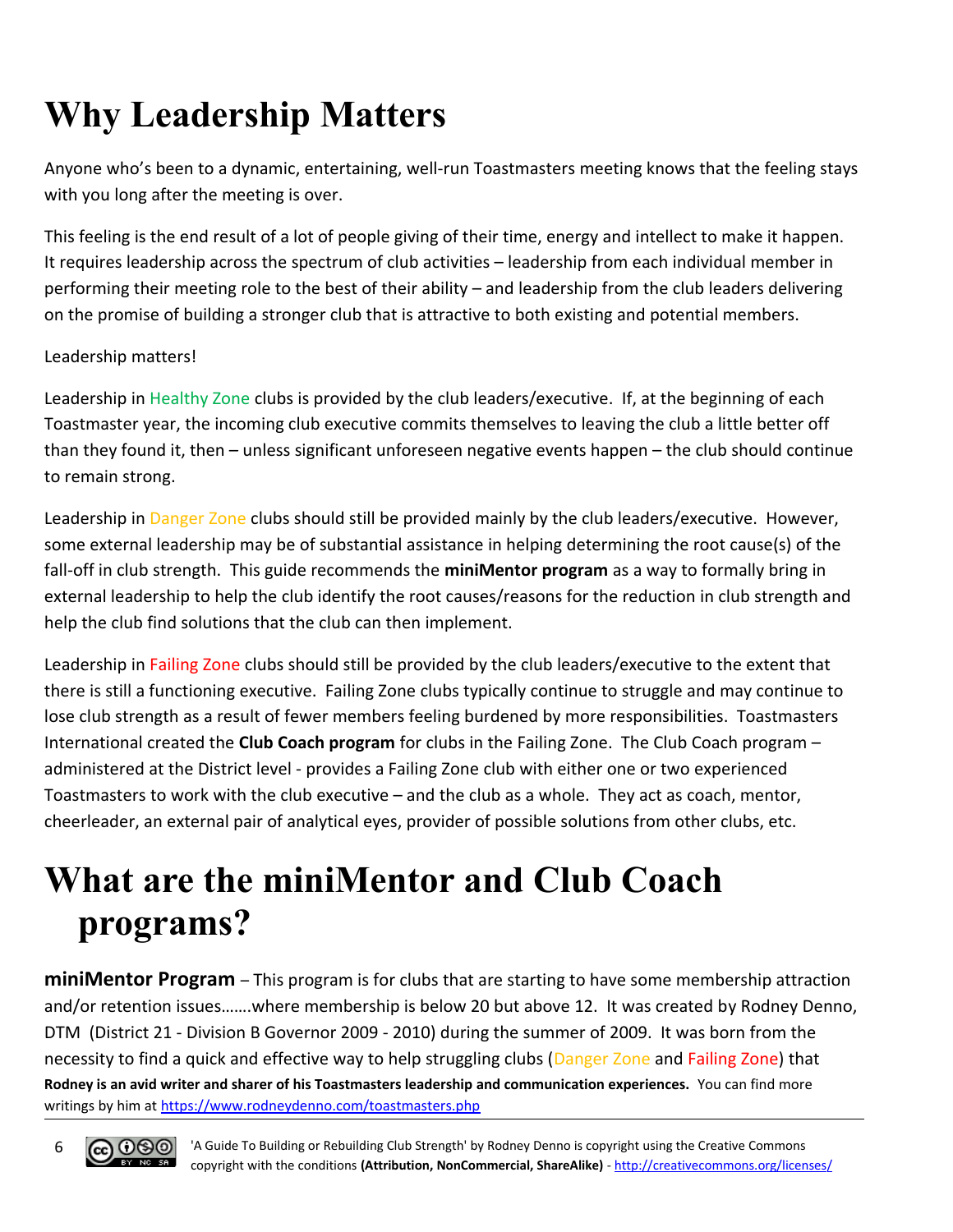# Why Leadership Matters

Anyone who's been to a dynamic, entertaining, well-run Toastmasters meeting knows that the feeling stays with you long after the meeting is over.

This feeling is the end result of a lot of people giving of their time, energy and intellect to make it happen. It requires leadership across the spectrum of club activities – leadership from each individual member in performing their meeting role to the best of their ability – and leadership from the club leaders delivering on the promise of building a stronger club that is attractive to both existing and potential members.

Leadership matters!

Leadership in Healthy Zone clubs is provided by the club leaders/executive. If, at the beginning of each Toastmaster year, the incoming club executive commits themselves to leaving the club a little better off than they found it, then – unless significant unforeseen negative events happen – the club should continue to remain strong.

Leadership in Danger Zone clubs should still be provided mainly by the club leaders/executive. However, some external leadership may be of substantial assistance in helping determining the root cause(s) of the fall-off in club strength. This guide recommends the **miniMentor program** as a way to formally bring in external leadership to help the club identify the root causes/reasons for the reduction in club strength and help the club find solutions that the club can then implement.

Leadership in Failing Zone clubs should still be provided by the club leaders/executive to the extent that there is still a functioning executive. Failing Zone clubs typically continue to struggle and may continue to lose club strength as a result of fewer members feeling burdened by more responsibilities. Toastmasters International created the **Club Coach program** for clubs in the Failing Zone. The Club Coach program – administered at the District level - provides a Failing Zone club with either one or two experienced Toastmasters to work with the club executive – and the club as a whole. They act as coach, mentor, cheerleader, an external pair of analytical eyes, provider of possible solutions from other clubs, etc.

# What are the miniMentor and Club Coach programs?

**miniMentor Program** – This program is for clubs that are starting to have some membership attraction and/or retention issues…….where membership is below 20 but above 12. It was created by Rodney Denno, DTM (District 21 - Division B Governor 2009 - 2010) during the summer of 2009. It was born from the necessity to find a quick and effective way to help struggling clubs (Danger Zone and Failing Zone) that

**Rodney is an avid writer and sharer of his Toastmasters leadership and communication experiences.** You can find more writings by him at https://www.rodneydenno.com/toastmasters.php

'A Guide To Building or Rebuilding Club Strength' by Rodney Denno is copyright using the Creative Commons copyright with the conditions **(Attribution, NonCommercial, ShareAlike)** - http://creativecommons.org/licenses/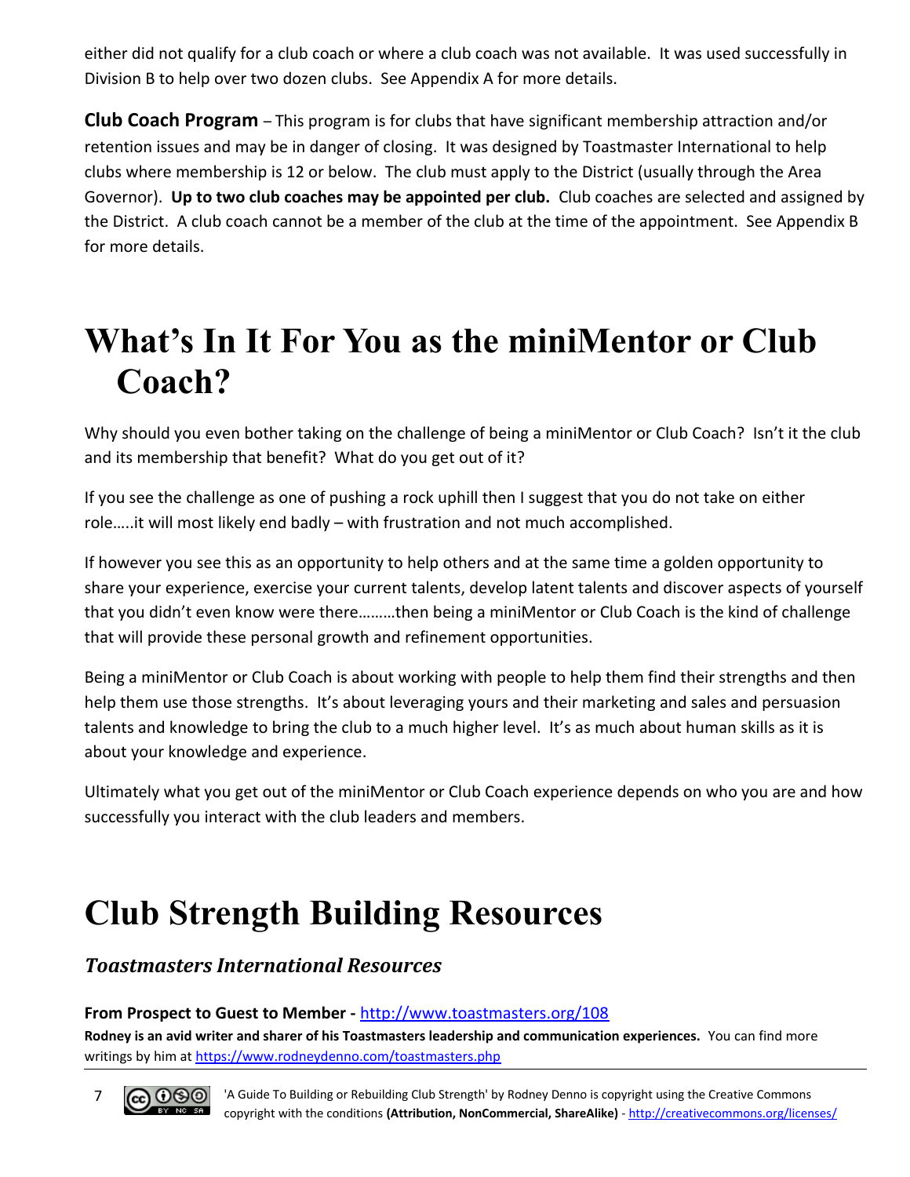either did not qualify for a club coach or where a club coach was not available. It was used successfully in Division B to help over two dozen clubs. See Appendix A for more details.

**Club Coach Program** – This program is for clubs that have significant membership attraction and/or retention issues and may be in danger of closing. It was designed by Toastmaster International to help clubs where membership is 12 or below. The club must apply to the District (usually through the Area Governor). **Up to two club coaches may be appointed per club.** Club coaches are selected and assigned by the District. A club coach cannot be a member of the club at the time of the appointment. See Appendix B for more details.

# What's In It For You as the miniMentor or Club Coach?

Why should you even bother taking on the challenge of being a miniMentor or Club Coach? Isn't it the club and its membership that benefit? What do you get out of it?

If you see the challenge as one of pushing a rock uphill then I suggest that you do not take on either role…..it will most likely end badly – with frustration and not much accomplished.

If however you see this as an opportunity to help others and at the same time a golden opportunity to share your experience, exercise your current talents, develop latent talents and discover aspects of yourself that you didn't even know were there………then being a miniMentor or Club Coach is the kind of challenge that will provide these personal growth and refinement opportunities.

Being a miniMentor or Club Coach is about working with people to help them find their strengths and then help them use those strengths. It's about leveraging yours and their marketing and sales and persuasion talents and knowledge to bring the club to a much higher level. It's as much about human skills as it is about your knowledge and experience.

Ultimately what you get out of the miniMentor or Club Coach experience depends on who you are and how successfully you interact with the club leaders and members.

# Club Strength Building Resources

## *Toastmasters International Resources*

**From Prospect to Guest to Member -** http://www.toastmasters.org/108

**Rodney is an avid writer and sharer of his Toastmasters leadership and communication experiences.** You can find more writings by him at https://www.rodneydenno.com/toastmasters.php

'A Guide To Building or Rebuilding Club Strength' by Rodney Denno is copyright using the Creative Commons copyright with the conditions **(Attribution, NonCommercial, ShareAlike)** - http://creativecommons.org/licenses/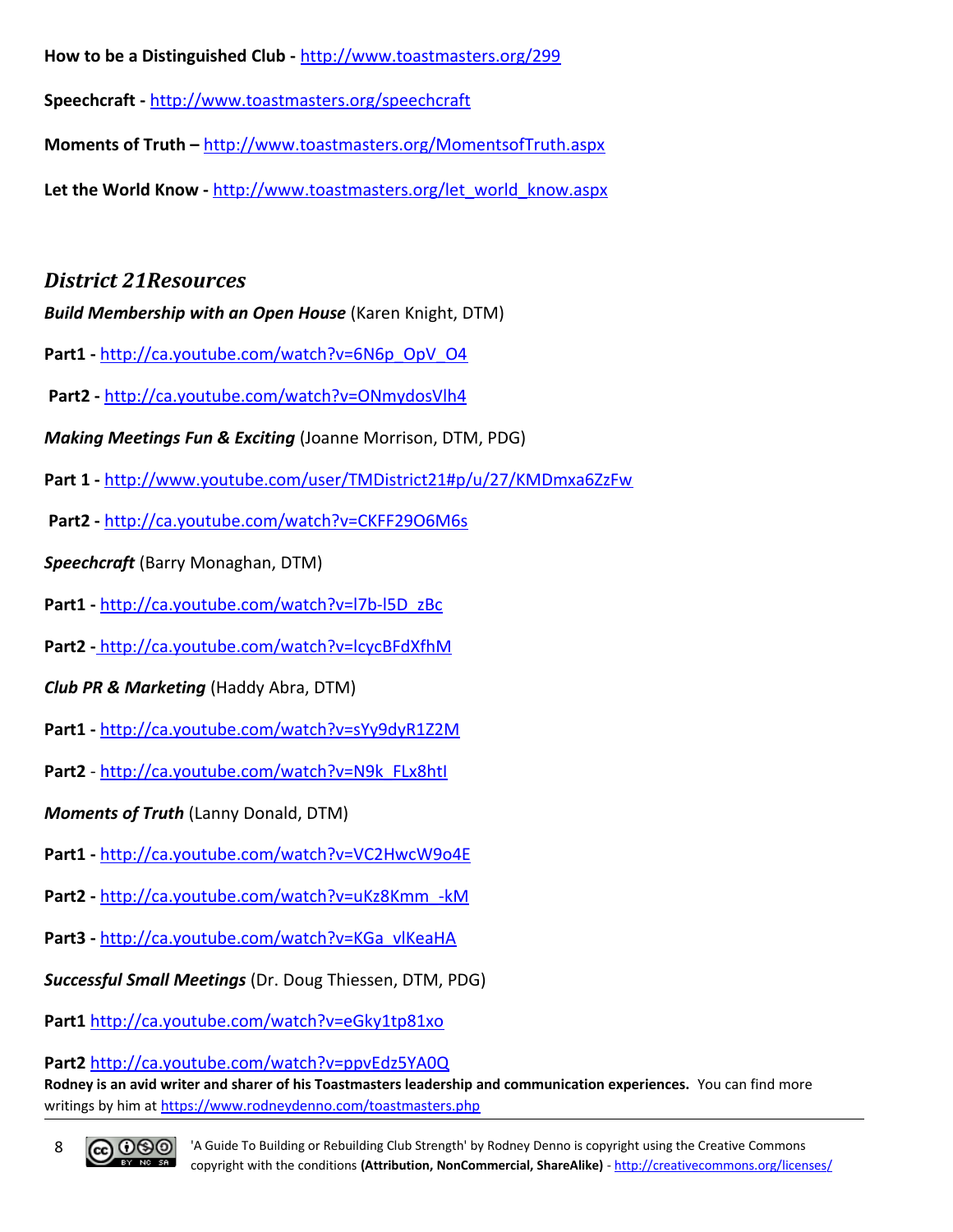**How to be a Distinguished Club -** http://www.toastmasters.org/299

**Speechcraft -** http://www.toastmasters.org/speechcraft

**Moments of Truth –** http://www.toastmasters.org/MomentsofTruth.aspx

**Let the World Know -** http://www.toastmasters.org/let_world_know.aspx

## *District 21Resources*

***Build Membership with an Open House*** (Karen Knight, DTM)

**Part1 -** http://ca.youtube.com/watch?v=6N6p_OpV_O4

**Part2 -** http://ca.youtube.com/watch?v=ONmydosVlh4

***Making Meetings Fun & Exciting*** (Joanne Morrison, DTM, PDG)

**Part 1 -** http://www.youtube.com/user/TMDistrict21#p/u/27/KMDmxa6ZzFw

**Part2 -** http://ca.youtube.com/watch?v=CKFF29O6M6s

***Speechcraft*** (Barry Monaghan, DTM)

**Part1 -** http://ca.youtube.com/watch?v=l7b-l5D_zBc

**Part2 -** http://ca.youtube.com/watch?v=lcycBFdXfhM

***Club PR & Marketing*** (Haddy Abra, DTM)

**Part1 -** http://ca.youtube.com/watch?v=sYy9dyR1Z2M

**Part2** - http://ca.youtube.com/watch?v=N9k_FLx8htI

***Moments of Truth*** (Lanny Donald, DTM)

**Part1 -** http://ca.youtube.com/watch?v=VC2HwcW9o4E

**Part2 -** http://ca.youtube.com/watch?v=uKz8Kmm_-kM

**Part3 -** http://ca.youtube.com/watch?v=KGa_vlKeaHA

***Successful Small Meetings*** (Dr. Doug Thiessen, DTM, PDG)

**Part1** http://ca.youtube.com/watch?v=eGky1tp81xo

**Part2** http://ca.youtube.com/watch?v=ppvEdz5YA0Q

**Rodney is an avid writer and sharer of his Toastmasters leadership and communication experiences.** You can find more writings by him at https://www.rodneydenno.com/toastmasters.php

'A Guide To Building or Rebuilding Club Strength' by Rodney Denno is copyright using the Creative Commons copyright with the conditions **(Attribution, NonCommercial, ShareAlike)** - http://creativecommons.org/licenses/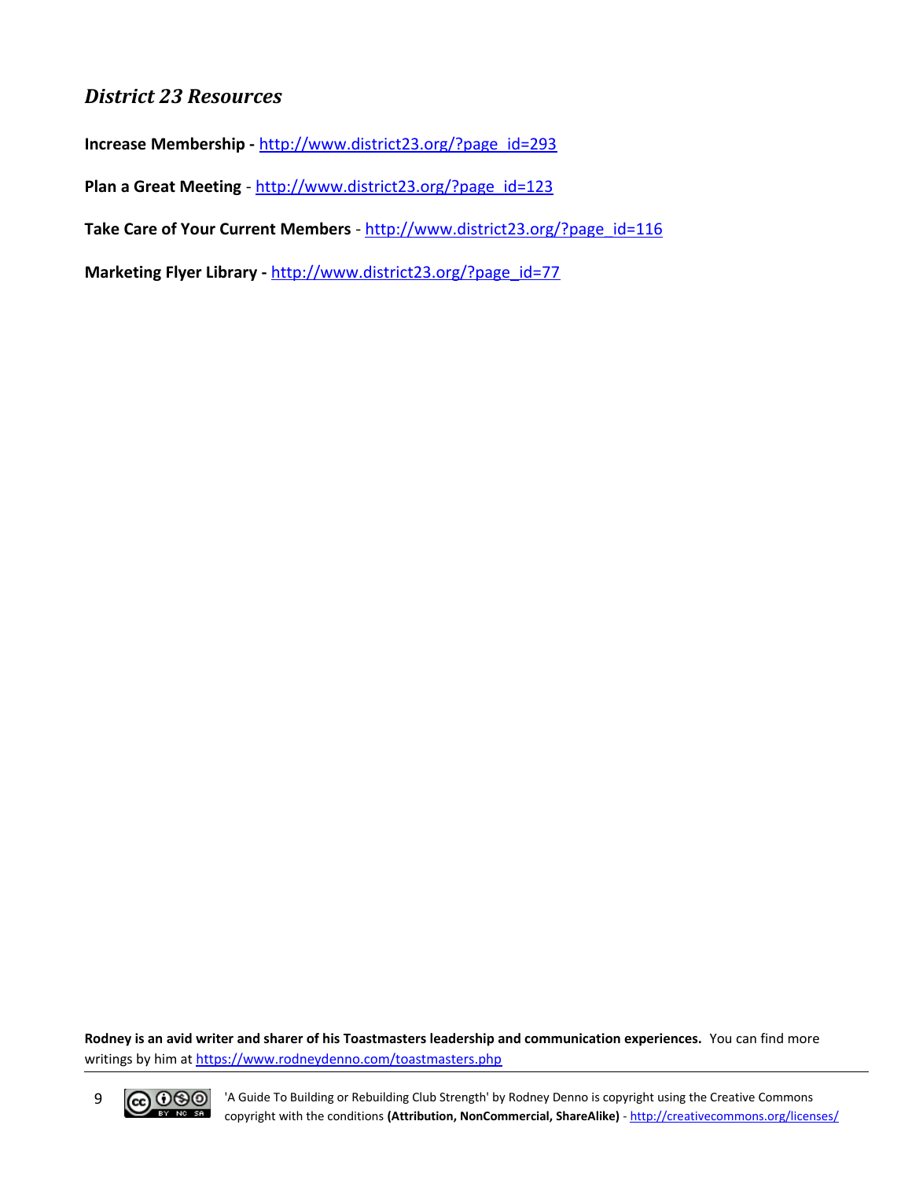### *District 23 Resources*

**Increase Membership -** http://www.district23.org/?page_id=293

**Plan a Great Meeting** - http://www.district23.org/?page_id=123

**Take Care of Your Current Members** - http://www.district23.org/?page_id=116

**Marketing Flyer Library -** http://www.district23.org/?page_id=77

**Rodney is an avid writer and sharer of his Toastmasters leadership and communication experiences.** You can find more writings by him at https://www.rodneydenno.com/toastmasters.php

'A Guide To Building or Rebuilding Club Strength' by Rodney Denno is copyright using the Creative Commons copyright with the conditions **(Attribution, NonCommercial, ShareAlike)** - http://creativecommons.org/licenses/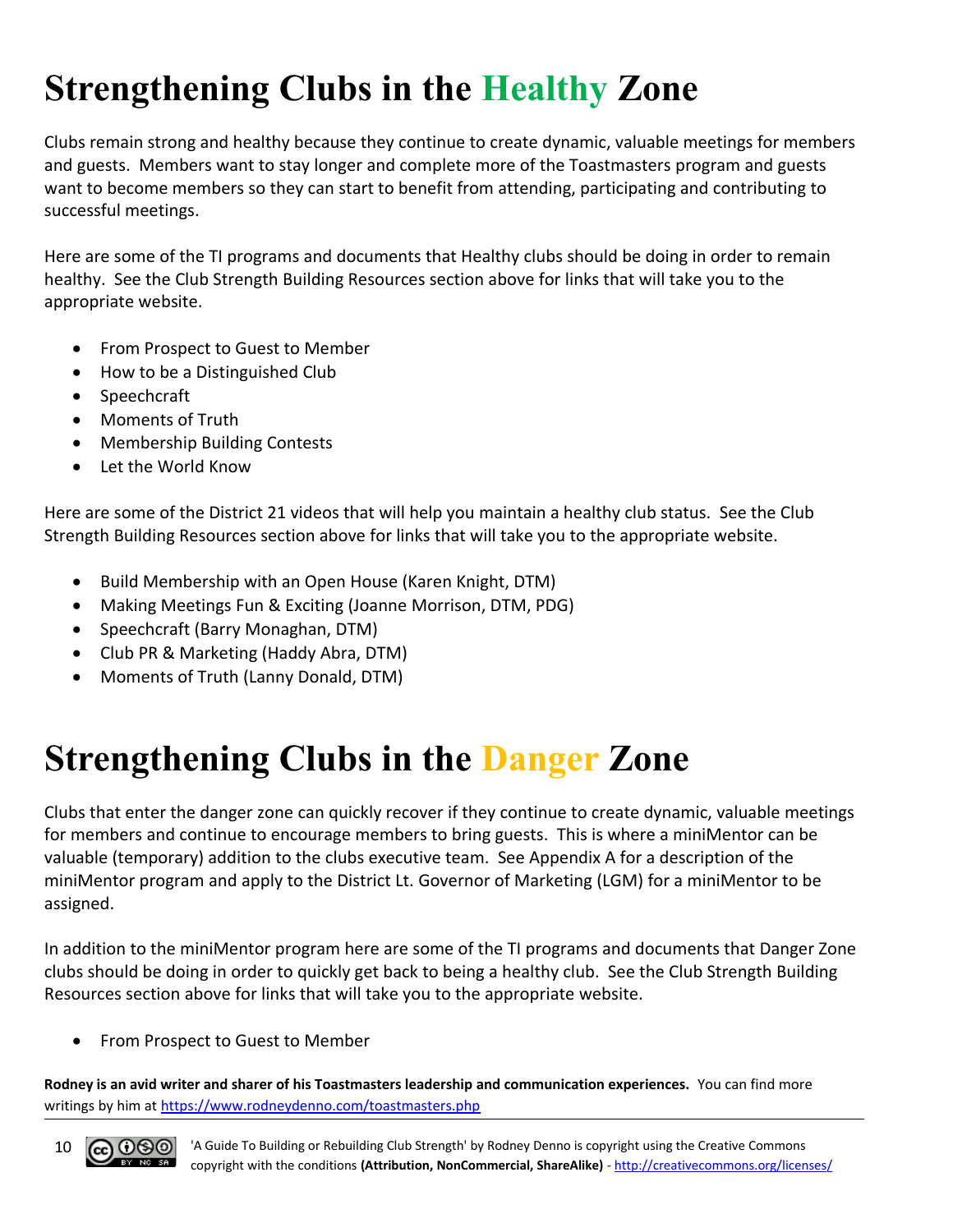# Strengthening Clubs in the Healthy Zone

Clubs remain strong and healthy because they continue to create dynamic, valuable meetings for members and guests. Members want to stay longer and complete more of the Toastmasters program and guests want to become members so they can start to benefit from attending, participating and contributing to successful meetings.

Here are some of the TI programs and documents that Healthy clubs should be doing in order to remain healthy. See the Club Strength Building Resources section above for links that will take you to the appropriate website.

- From Prospect to Guest to Member
- How to be a Distinguished Club
- Speechcraft
- Moments of Truth
- Membership Building Contests
- Let the World Know

Here are some of the District 21 videos that will help you maintain a healthy club status. See the Club Strength Building Resources section above for links that will take you to the appropriate website.

- Build Membership with an Open House (Karen Knight, DTM)
- Making Meetings Fun & Exciting (Joanne Morrison, DTM, PDG)
- Speechcraft (Barry Monaghan, DTM)
- Club PR & Marketing (Haddy Abra, DTM)
- Moments of Truth (Lanny Donald, DTM)

# Strengthening Clubs in the Danger Zone

Clubs that enter the danger zone can quickly recover if they continue to create dynamic, valuable meetings for members and continue to encourage members to bring guests. This is where a miniMentor can be valuable (temporary) addition to the clubs executive team. See Appendix A for a description of the miniMentor program and apply to the District Lt. Governor of Marketing (LGM) for a miniMentor to be assigned.

In addition to the miniMentor program here are some of the TI programs and documents that Danger Zone clubs should be doing in order to quickly get back to being a healthy club. See the Club Strength Building Resources section above for links that will take you to the appropriate website.

- From Prospect to Guest to Member

**Rodney is an avid writer and sharer of his Toastmasters leadership and communication experiences.** You can find more writings by him at https://www.rodneydenno.com/toastmasters.php

'A Guide To Building or Rebuilding Club Strength' by Rodney Denno is copyright using the Creative Commons copyright with the conditions **(Attribution, NonCommercial, ShareAlike)** - http://creativecommons.org/licenses/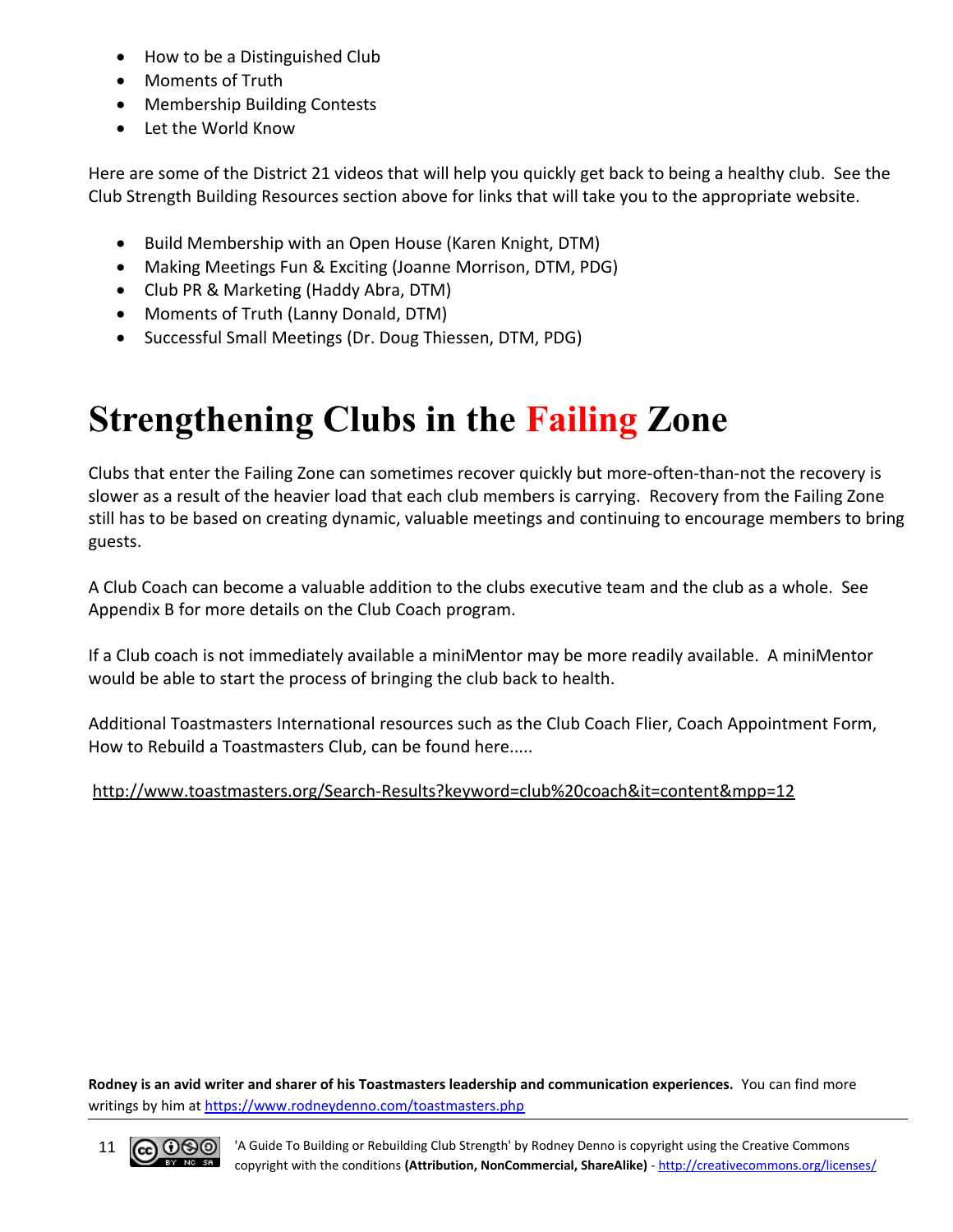- How to be a Distinguished Club
- Moments of Truth
- Membership Building Contests
- Let the World Know

Here are some of the District 21 videos that will help you quickly get back to being a healthy club. See the Club Strength Building Resources section above for links that will take you to the appropriate website.

- Build Membership with an Open House (Karen Knight, DTM)
- Making Meetings Fun & Exciting (Joanne Morrison, DTM, PDG)
- Club PR & Marketing (Haddy Abra, DTM)
- Moments of Truth (Lanny Donald, DTM)
- Successful Small Meetings (Dr. Doug Thiessen, DTM, PDG)

# Strengthening Clubs in the Failing Zone

Clubs that enter the Failing Zone can sometimes recover quickly but more-often-than-not the recovery is slower as a result of the heavier load that each club members is carrying. Recovery from the Failing Zone still has to be based on creating dynamic, valuable meetings and continuing to encourage members to bring guests.

A Club Coach can become a valuable addition to the clubs executive team and the club as a whole. See Appendix B for more details on the Club Coach program.

If a Club coach is not immediately available a miniMentor may be more readily available. A miniMentor would be able to start the process of bringing the club back to health.

Additional Toastmasters International resources such as the Club Coach Flier, Coach Appointment Form, How to Rebuild a Toastmasters Club, can be found here.....

http://www.toastmasters.org/Search-Results?keyword=club%20coach&it=content&mpp=12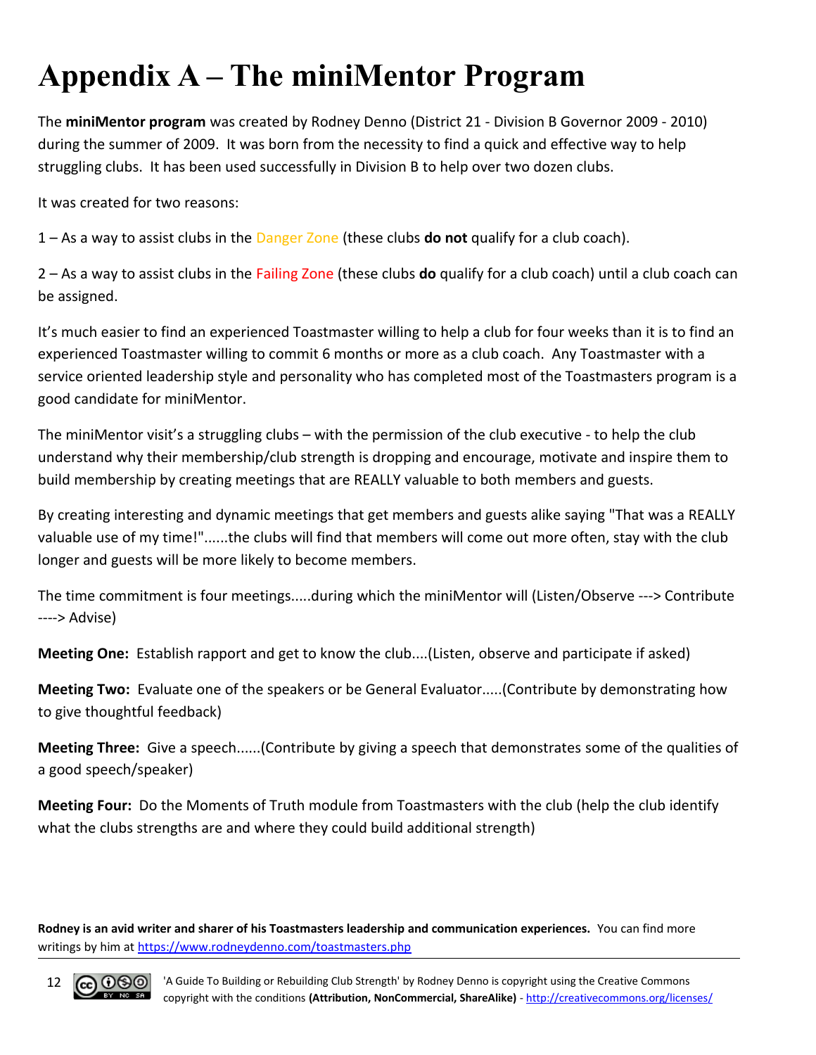# Appendix A – The miniMentor Program

The **miniMentor program** was created by Rodney Denno (District 21 - Division B Governor 2009 - 2010) during the summer of 2009. It was born from the necessity to find a quick and effective way to help struggling clubs. It has been used successfully in Division B to help over two dozen clubs.

It was created for two reasons:

1 – As a way to assist clubs in the Danger Zone (these clubs **do not** qualify for a club coach).

2 – As a way to assist clubs in the Failing Zone (these clubs **do** qualify for a club coach) until a club coach can be assigned.

It's much easier to find an experienced Toastmaster willing to help a club for four weeks than it is to find an experienced Toastmaster willing to commit 6 months or more as a club coach. Any Toastmaster with a service oriented leadership style and personality who has completed most of the Toastmasters program is a good candidate for miniMentor.

The miniMentor visit's a struggling clubs – with the permission of the club executive - to help the club understand why their membership/club strength is dropping and encourage, motivate and inspire them to build membership by creating meetings that are REALLY valuable to both members and guests.

By creating interesting and dynamic meetings that get members and guests alike saying "That was a REALLY valuable use of my time!"......the clubs will find that members will come out more often, stay with the club longer and guests will be more likely to become members.

The time commitment is four meetings.....during which the miniMentor will (Listen/Observe ---> Contribute ----> Advise)

**Meeting One:** Establish rapport and get to know the club....(Listen, observe and participate if asked)

**Meeting Two:** Evaluate one of the speakers or be General Evaluator.....(Contribute by demonstrating how to give thoughtful feedback)

**Meeting Three:** Give a speech......(Contribute by giving a speech that demonstrates some of the qualities of a good speech/speaker)

**Meeting Four:** Do the Moments of Truth module from Toastmasters with the club (help the club identify what the clubs strengths are and where they could build additional strength)

**Rodney is an avid writer and sharer of his Toastmasters leadership and communication experiences.** You can find more writings by him at [https://www.rodneydenno.com/toastmasters.php](https://www.rodneydenno.com/toastmasters.php)

'A Guide To Building or Rebuilding Club Strength' by Rodney Denno is copyright using the Creative Commons copyright with the conditions **(Attribution, NonCommercial, ShareAlike)** - [http://creativecommons.org/licenses/](http://creativecommons.org/licenses/)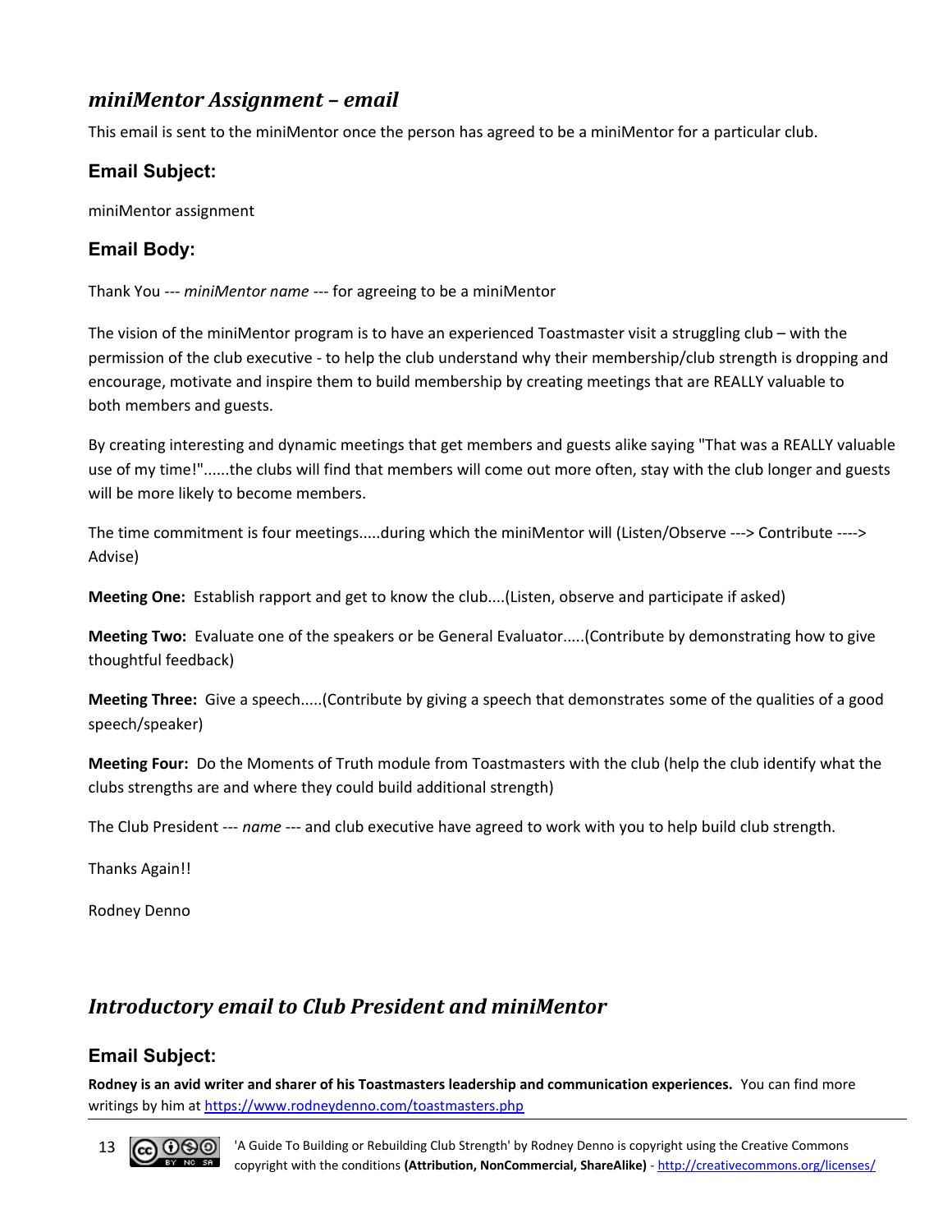## *miniMentor Assignment – email*

This email is sent to the miniMentor once the person has agreed to be a miniMentor for a particular club.

### Email Subject:

miniMentor assignment

### Email Body:

Thank You --- *miniMentor name* --- for agreeing to be a miniMentor

The vision of the miniMentor program is to have an experienced Toastmaster visit a struggling club – with the permission of the club executive - to help the club understand why their membership/club strength is dropping and encourage, motivate and inspire them to build membership by creating meetings that are REALLY valuable to both members and guests.

By creating interesting and dynamic meetings that get members and guests alike saying "That was a REALLY valuable use of my time!"......the clubs will find that members will come out more often, stay with the club longer and guests will be more likely to become members.

The time commitment is four meetings.....during which the miniMentor will (Listen/Observe ---> Contribute ----> Advise)

**Meeting One:** Establish rapport and get to know the club....(Listen, observe and participate if asked)

**Meeting Two:** Evaluate one of the speakers or be General Evaluator.....(Contribute by demonstrating how to give thoughtful feedback)

**Meeting Three:** Give a speech.....(Contribute by giving a speech that demonstrates some of the qualities of a good speech/speaker)

**Meeting Four:** Do the Moments of Truth module from Toastmasters with the club (help the club identify what the clubs strengths are and where they could build additional strength)

The Club President --- *name* --- and club executive have agreed to work with you to help build club strength.

Thanks Again!!

Rodney Denno

## *Introductory email to Club President and miniMentor*

### Email Subject:

**Rodney is an avid writer and sharer of his Toastmasters leadership and communication experiences.** You can find more writings by him at https://www.rodneydenno.com/toastmasters.php

'A Guide To Building or Rebuilding Club Strength' by Rodney Denno is copyright using the Creative Commons copyright with the conditions **(Attribution, NonCommercial, ShareAlike)** - http://creativecommons.org/licenses/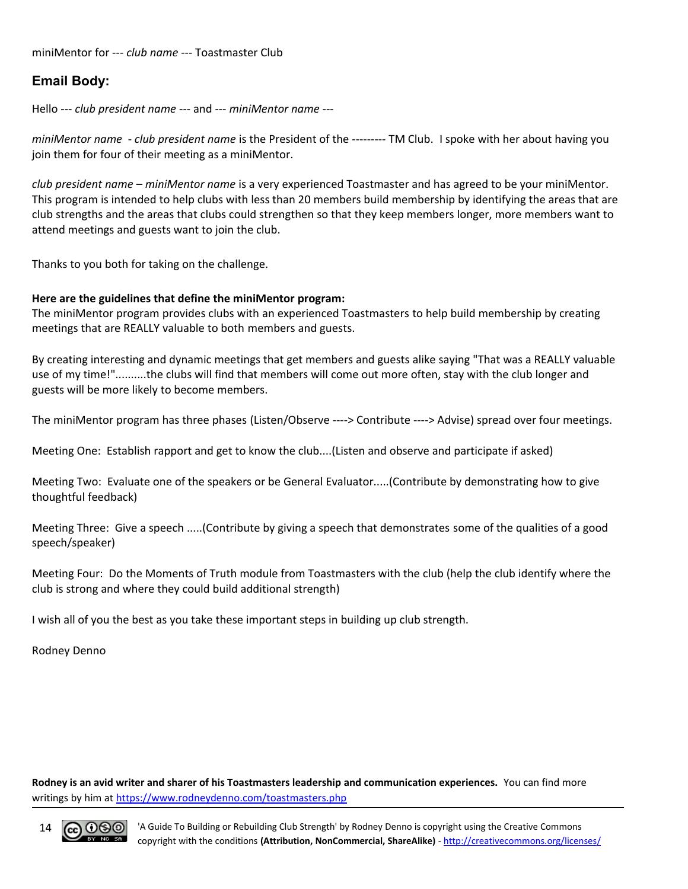miniMentor for --- *club name* --- Toastmaster Club

## Email Body:

Hello --- *club president name* --- and --- *miniMentor name* ---

*miniMentor name* - *club president name* is the President of the --------- TM Club. I spoke with her about having you join them for four of their meeting as a miniMentor.

*club president name* – *miniMentor name* is a very experienced Toastmaster and has agreed to be your miniMentor. This program is intended to help clubs with less than 20 members build membership by identifying the areas that are club strengths and the areas that clubs could strengthen so that they keep members longer, more members want to attend meetings and guests want to join the club.

Thanks to you both for taking on the challenge.

**Here are the guidelines that define the miniMentor program:**
The miniMentor program provides clubs with an experienced Toastmasters to help build membership by creating meetings that are REALLY valuable to both members and guests.

By creating interesting and dynamic meetings that get members and guests alike saying "That was a REALLY valuable use of my time!"..........the clubs will find that members will come out more often, stay with the club longer and guests will be more likely to become members.

The miniMentor program has three phases (Listen/Observe ----> Contribute ----> Advise) spread over four meetings.

Meeting One: Establish rapport and get to know the club....(Listen and observe and participate if asked)

Meeting Two: Evaluate one of the speakers or be General Evaluator.....(Contribute by demonstrating how to give thoughtful feedback)

Meeting Three: Give a speech .....(Contribute by giving a speech that demonstrates some of the qualities of a good speech/speaker)

Meeting Four: Do the Moments of Truth module from Toastmasters with the club (help the club identify where the club is strong and where they could build additional strength)

I wish all of you the best as you take these important steps in building up club strength.

Rodney Denno

**Rodney is an avid writer and sharer of his Toastmasters leadership and communication experiences.** You can find more writings by him at https://www.rodneydenno.com/toastmasters.php

'A Guide To Building or Rebuilding Club Strength' by Rodney Denno is copyright using the Creative Commons copyright with the conditions **(Attribution, NonCommercial, ShareAlike)** - http://creativecommons.org/licenses/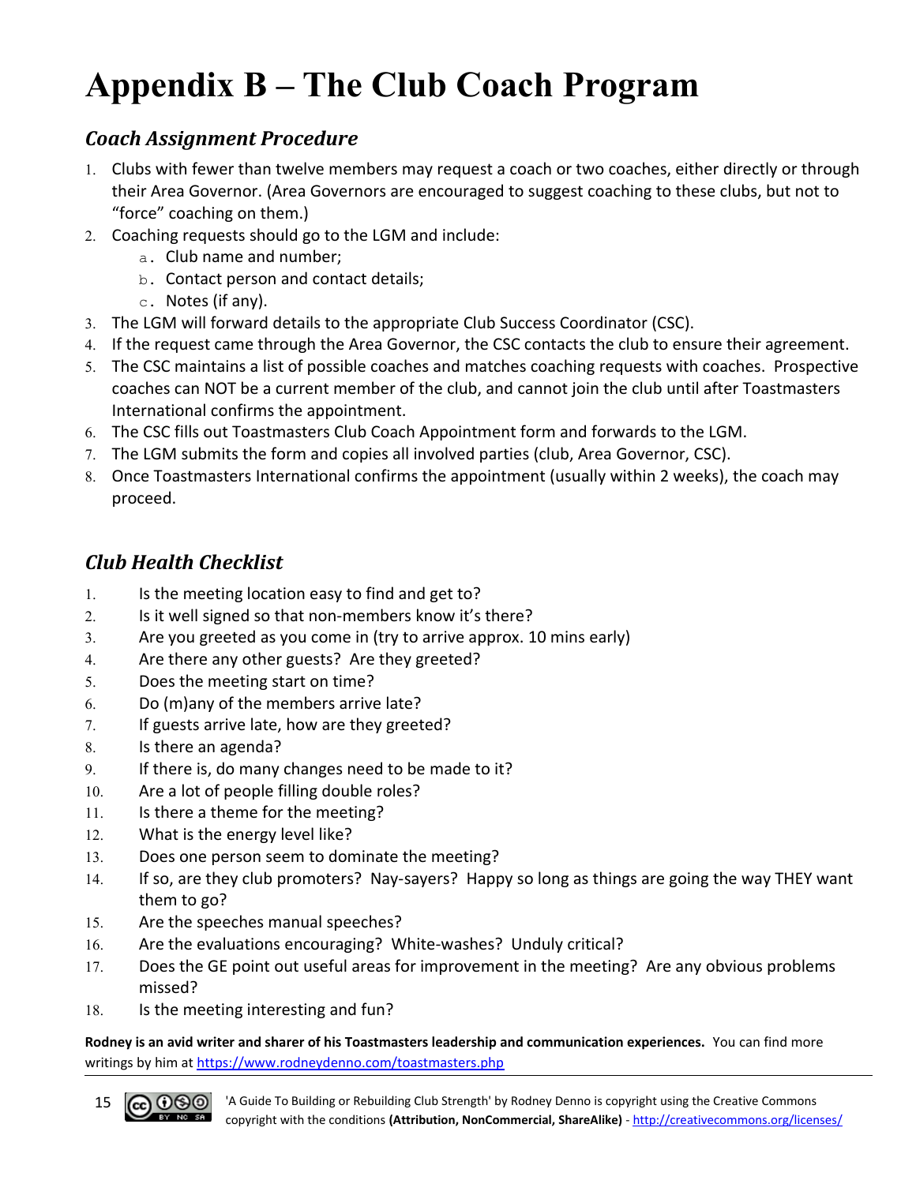# Appendix B – The Club Coach Program

## *Coach Assignment Procedure*

1. Clubs with fewer than twelve members may request a coach or two coaches, either directly or through their Area Governor. (Area Governors are encouraged to suggest coaching to these clubs, but not to "force" coaching on them.)
2. Coaching requests should go to the LGM and include:
    a. Club name and number;
    b. Contact person and contact details;
    c. Notes (if any).
3. The LGM will forward details to the appropriate Club Success Coordinator (CSC).
4. If the request came through the Area Governor, the CSC contacts the club to ensure their agreement.
5. The CSC maintains a list of possible coaches and matches coaching requests with coaches. Prospective coaches can NOT be a current member of the club, and cannot join the club until after Toastmasters International confirms the appointment.
6. The CSC fills out Toastmasters Club Coach Appointment form and forwards to the LGM.
7. The LGM submits the form and copies all involved parties (club, Area Governor, CSC).
8. Once Toastmasters International confirms the appointment (usually within 2 weeks), the coach may proceed.

## *Club Health Checklist*

1. Is the meeting location easy to find and get to?
2. Is it well signed so that non-members know it's there?
3. Are you greeted as you come in (try to arrive approx. 10 mins early)
4. Are there any other guests? Are they greeted?
5. Does the meeting start on time?
6. Do (m)any of the members arrive late?
7. If guests arrive late, how are they greeted?
8. Is there an agenda?
9. If there is, do many changes need to be made to it?
10. Are a lot of people filling double roles?
11. Is there a theme for the meeting?
12. What is the energy level like?
13. Does one person seem to dominate the meeting?
14. If so, are they club promoters? Nay-sayers? Happy so long as things are going the way THEY want them to go?
15. Are the speeches manual speeches?
16. Are the evaluations encouraging? White-washes? Unduly critical?
17. Does the GE point out useful areas for improvement in the meeting? Are any obvious problems missed?
18. Is the meeting interesting and fun?

**Rodney is an avid writer and sharer of his Toastmasters leadership and communication experiences.** You can find more writings by him at https://www.rodneydenno.com/toastmasters.php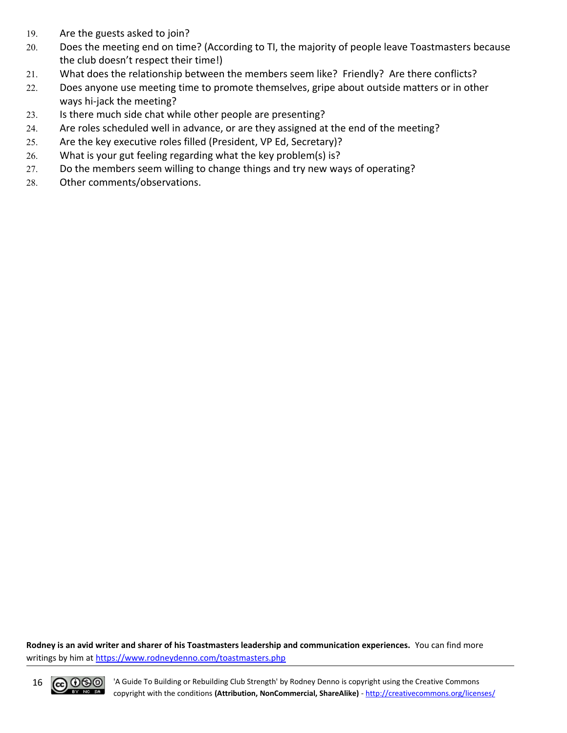19. Are the guests asked to join?
20. Does the meeting end on time? (According to TI, the majority of people leave Toastmasters because the club doesn't respect their time!)
21. What does the relationship between the members seem like? Friendly? Are there conflicts?
22. Does anyone use meeting time to promote themselves, gripe about outside matters or in other ways hi-jack the meeting?
23. Is there much side chat while other people are presenting?
24. Are roles scheduled well in advance, or are they assigned at the end of the meeting?
25. Are the key executive roles filled (President, VP Ed, Secretary)?
26. What is your gut feeling regarding what the key problem(s) is?
27. Do the members seem willing to change things and try new ways of operating?
28. Other comments/observations.

**Rodney is an avid writer and sharer of his Toastmasters leadership and communication experiences.** You can find more writings by him at https://www.rodneydenno.com/toastmasters.php

'A Guide To Building or Rebuilding Club Strength' by Rodney Denno is copyright using the Creative Commons copyright with the conditions **(Attribution, NonCommercial, ShareAlike)** - http://creativecommons.org/licenses/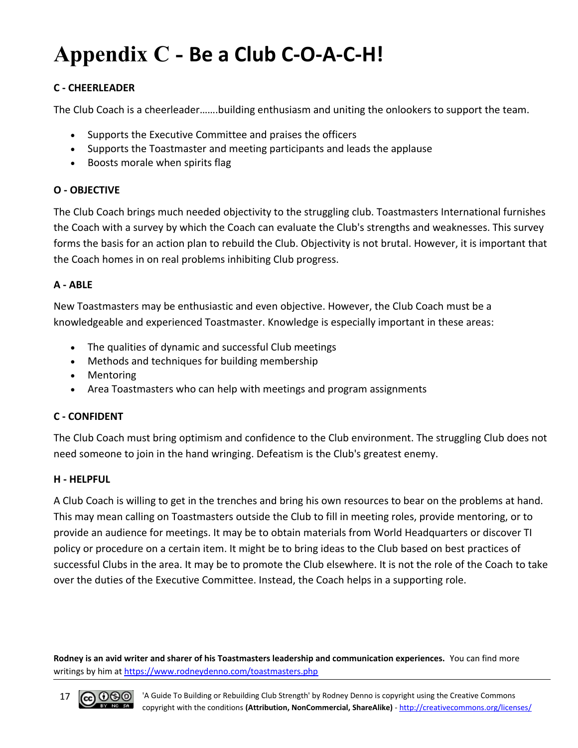# Appendix C - Be a Club C-O-A-C-H!

**C - CHEERLEADER**

The Club Coach is a cheerleader…….building enthusiasm and uniting the onlookers to support the team.

- Supports the Executive Committee and praises the officers
- Supports the Toastmaster and meeting participants and leads the applause
- Boosts morale when spirits flag

**O - OBJECTIVE**

The Club Coach brings much needed objectivity to the struggling club. Toastmasters International furnishes the Coach with a survey by which the Coach can evaluate the Club's strengths and weaknesses. This survey forms the basis for an action plan to rebuild the Club. Objectivity is not brutal. However, it is important that the Coach homes in on real problems inhibiting Club progress.

**A - ABLE**

New Toastmasters may be enthusiastic and even objective. However, the Club Coach must be a knowledgeable and experienced Toastmaster. Knowledge is especially important in these areas:

- The qualities of dynamic and successful Club meetings
- Methods and techniques for building membership
- Mentoring
- Area Toastmasters who can help with meetings and program assignments

**C - CONFIDENT**

The Club Coach must bring optimism and confidence to the Club environment. The struggling Club does not need someone to join in the hand wringing. Defeatism is the Club's greatest enemy.

**H - HELPFUL**

A Club Coach is willing to get in the trenches and bring his own resources to bear on the problems at hand. This may mean calling on Toastmasters outside the Club to fill in meeting roles, provide mentoring, or to provide an audience for meetings. It may be to obtain materials from World Headquarters or discover TI policy or procedure on a certain item. It might be to bring ideas to the Club based on best practices of successful Clubs in the area. It may be to promote the Club elsewhere. It is not the role of the Coach to take over the duties of the Executive Committee. Instead, the Coach helps in a supporting role.

**Rodney is an avid writer and sharer of his Toastmasters leadership and communication experiences.** You can find more writings by him at https://www.rodneydenno.com/toastmasters.php

'A Guide To Building or Rebuilding Club Strength' by Rodney Denno is copyright using the Creative Commons copyright with the conditions **(Attribution, NonCommercial, ShareAlike)** - http://creativecommons.org/licenses/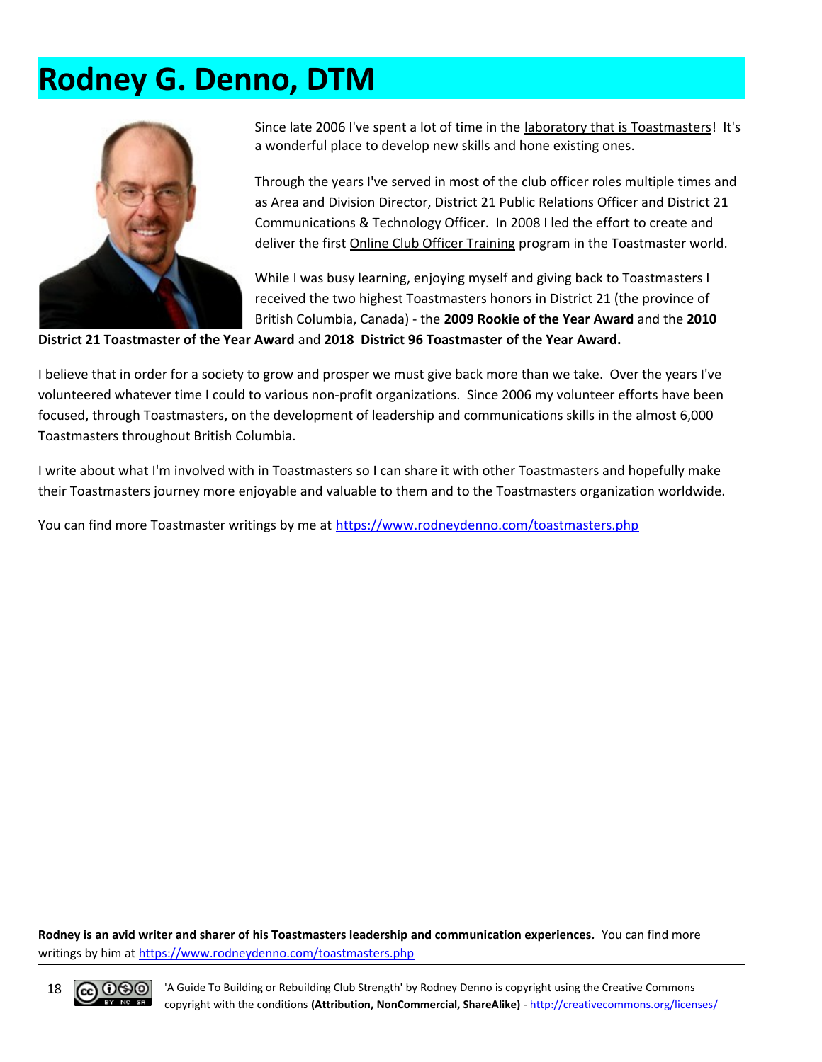# Rodney G. Denno, DTM

Since late 2006 I've spent a lot of time in the laboratory that is Toastmasters! It's a wonderful place to develop new skills and hone existing ones.

Through the years I've served in most of the club officer roles multiple times and as Area and Division Director, District 21 Public Relations Officer and District 21 Communications & Technology Officer. In 2008 I led the effort to create and deliver the first Online Club Officer Training program in the Toastmaster world.

While I was busy learning, enjoying myself and giving back to Toastmasters I received the two highest Toastmasters honors in District 21 (the province of British Columbia, Canada) - the **2009 Rookie of the Year Award** and the **2010 District 21 Toastmaster of the Year Award** and **2018 District 96 Toastmaster of the Year Award.**

I believe that in order for a society to grow and prosper we must give back more than we take. Over the years I've volunteered whatever time I could to various non-profit organizations. Since 2006 my volunteer efforts have been focused, through Toastmasters, on the development of leadership and communications skills in the almost 6,000 Toastmasters throughout British Columbia.

I write about what I'm involved with in Toastmasters so I can share it with other Toastmasters and hopefully make their Toastmasters journey more enjoyable and valuable to them and to the Toastmasters organization worldwide.

You can find more Toastmaster writings by me at https://www.rodneydenno.com/toastmasters.php

---

**Rodney is an avid writer and sharer of his Toastmasters leadership and communication experiences.** You can find more writings by him at https://www.rodneydenno.com/toastmasters.php

'A Guide To Building or Rebuilding Club Strength' by Rodney Denno is copyright using the Creative Commons copyright with the conditions **(Attribution, NonCommercial, ShareAlike)** - http://creativecommons.org/licenses/